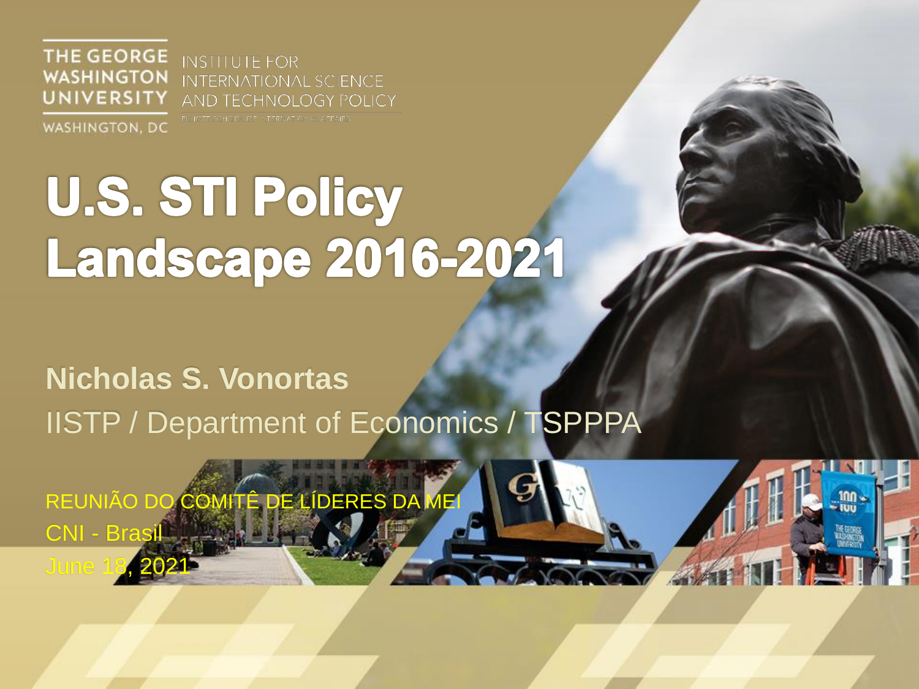THE GEORGE WASHINGTON UNIVERSITY
WASHINGTON, DC

INSTITUTE FOR INTERNATIONAL SCIENCE AND TECHNOLOGY POLICY
ELLIOTT SCHOOL OF INTERNATIONAL AFFAIRS

# U.S. STI Policy Landscape 2016-2021

**Nicholas S. Vonortas**

IISTP / Department of Economics / TSPPPA

REUNIÃO DO COMITÊ DE LÍDERES DA MEI
CNI - Brasil
June 18, 2021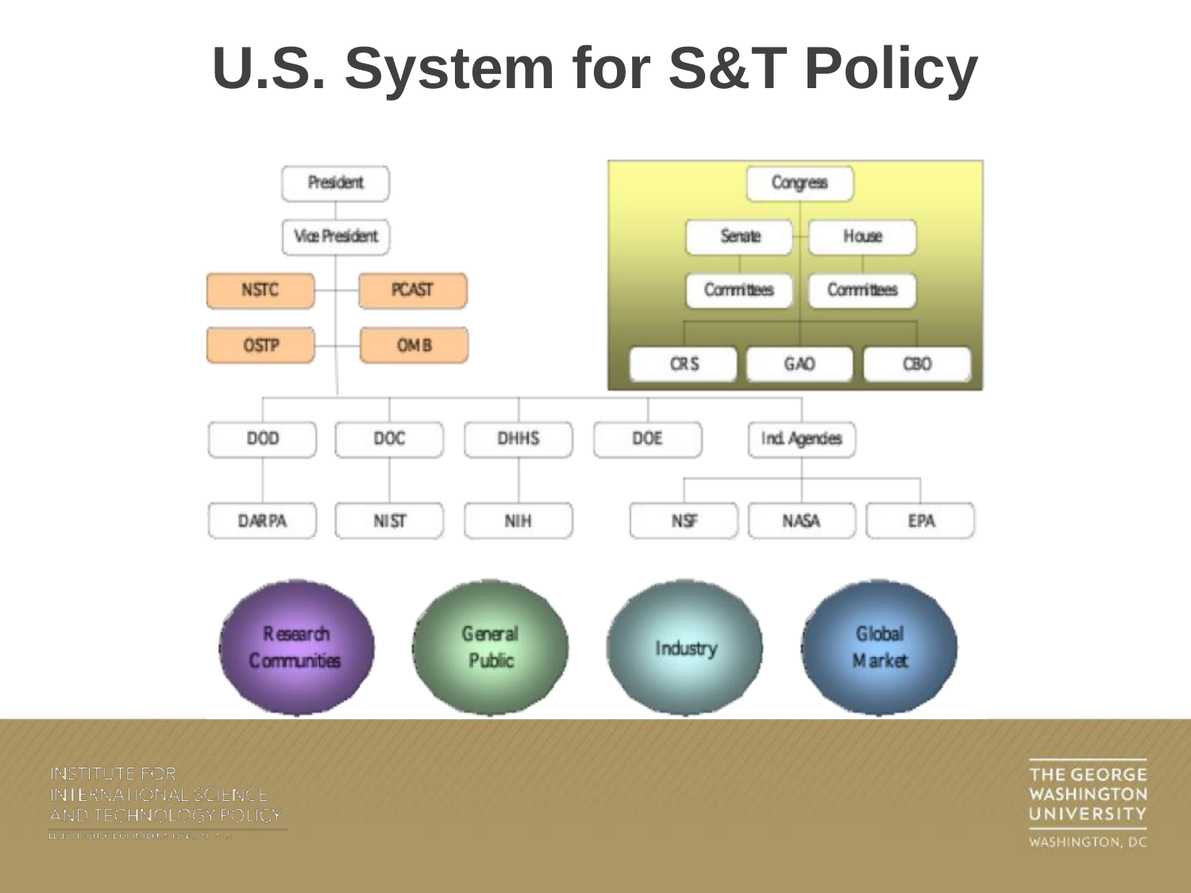# U.S. System for S&T Policy

President

Vice President

NSTC | PCAST

OSTP | OMB

Congress

Senate | House

Committees | Committees

CRS | GAO | CBO

DOD | DOC | DHHS | DOE | Ind. Agencies

DARPA | NIST | NIH | NSF | NASA | EPA

Research Communities

General Public

Industry

Global Market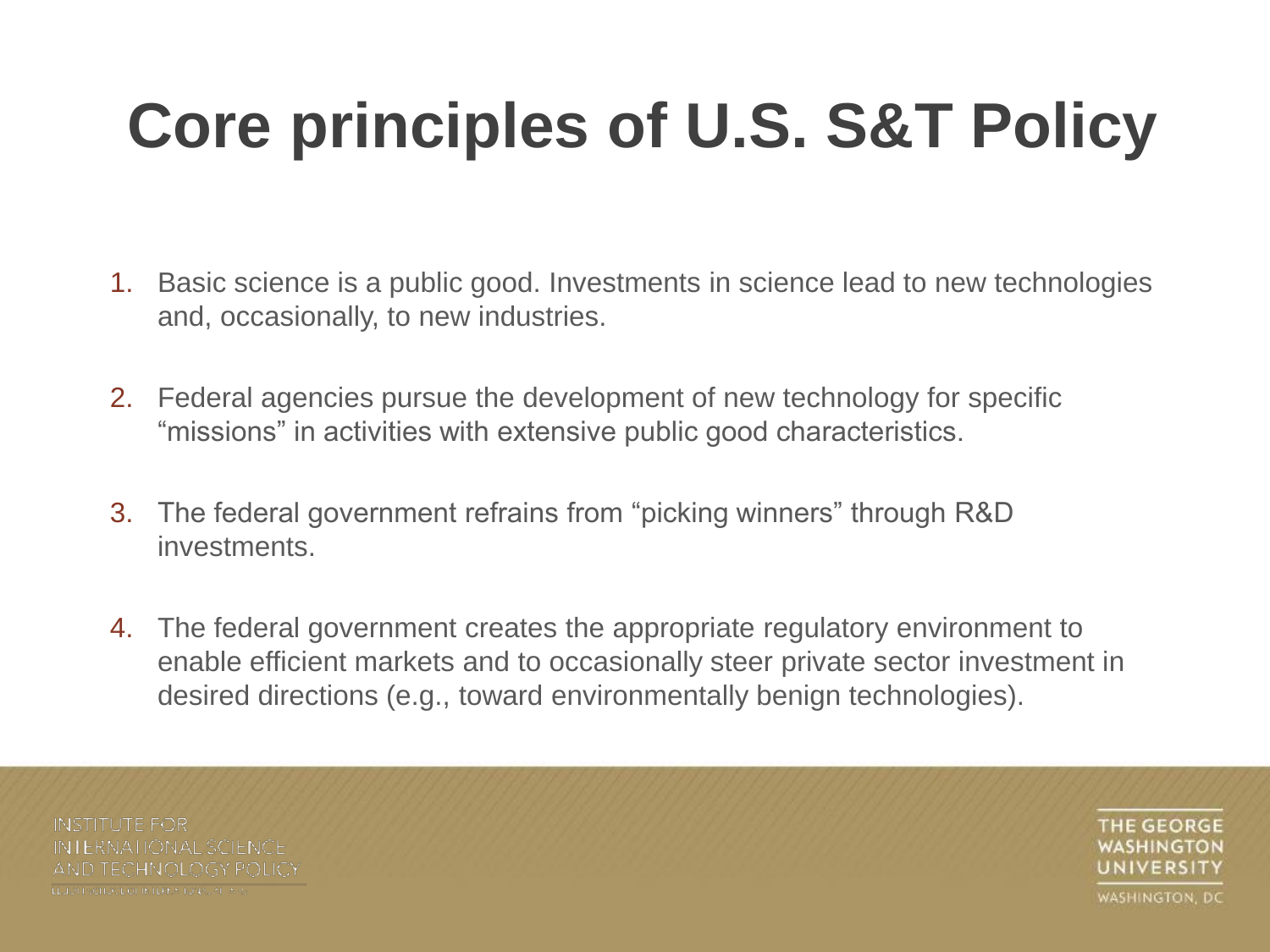# Core principles of U.S. S&T Policy

1. Basic science is a public good. Investments in science lead to new technologies and, occasionally, to new industries.

2. Federal agencies pursue the development of new technology for specific "missions" in activities with extensive public good characteristics.

3. The federal government refrains from "picking winners" through R&D investments.

4. The federal government creates the appropriate regulatory environment to enable efficient markets and to occasionally steer private sector investment in desired directions (e.g., toward environmentally benign technologies).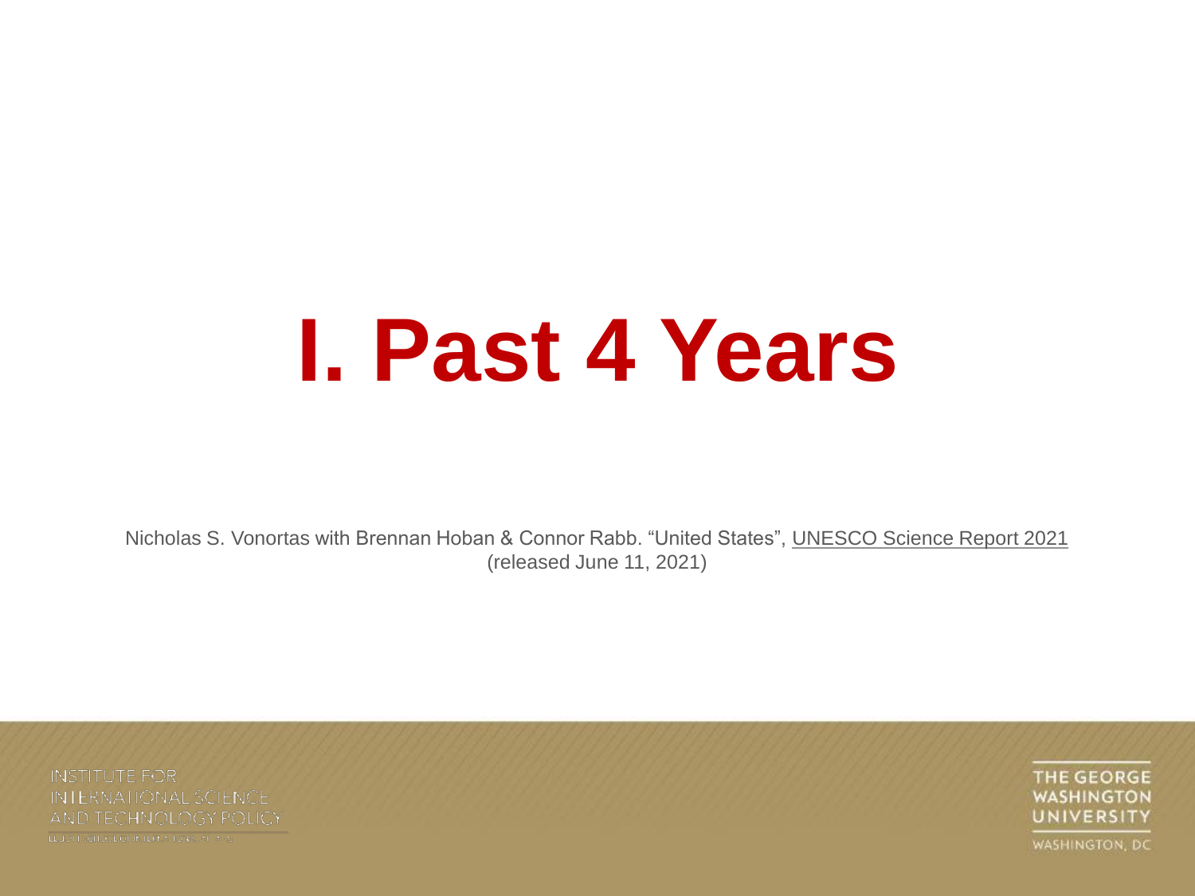# I. Past 4 Years

Nicholas S. Vonortas with Brennan Hoban & Connor Rabb. "United States", UNESCO Science Report 2021 (released June 11, 2021)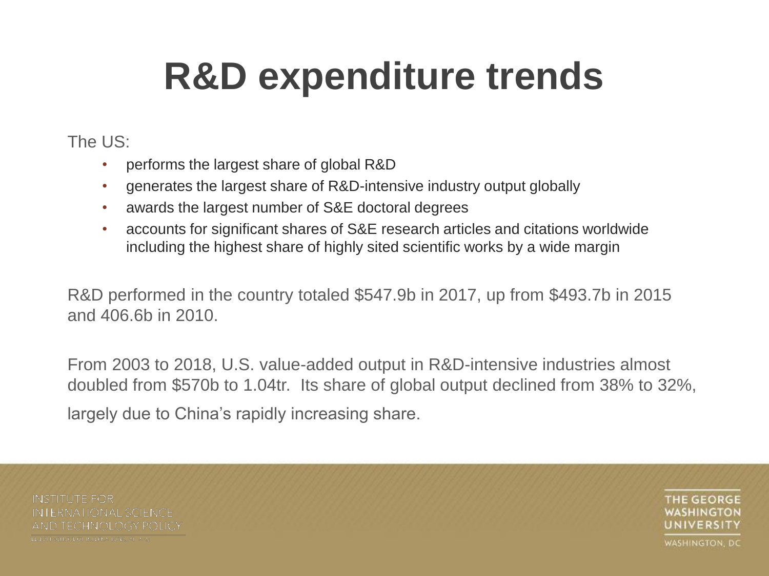# R&D expenditure trends

The US:

- performs the largest share of global R&D
- generates the largest share of R&D-intensive industry output globally
- awards the largest number of S&E doctoral degrees
- accounts for significant shares of S&E research articles and citations worldwide including the highest share of highly sited scientific works by a wide margin

R&D performed in the country totaled $547.9b in 2017, up from $493.7b in 2015 and 406.6b in 2010.

From 2003 to 2018, U.S. value-added output in R&D-intensive industries almost doubled from $570b to 1.04tr. Its share of global output declined from 38% to 32%, largely due to China's rapidly increasing share.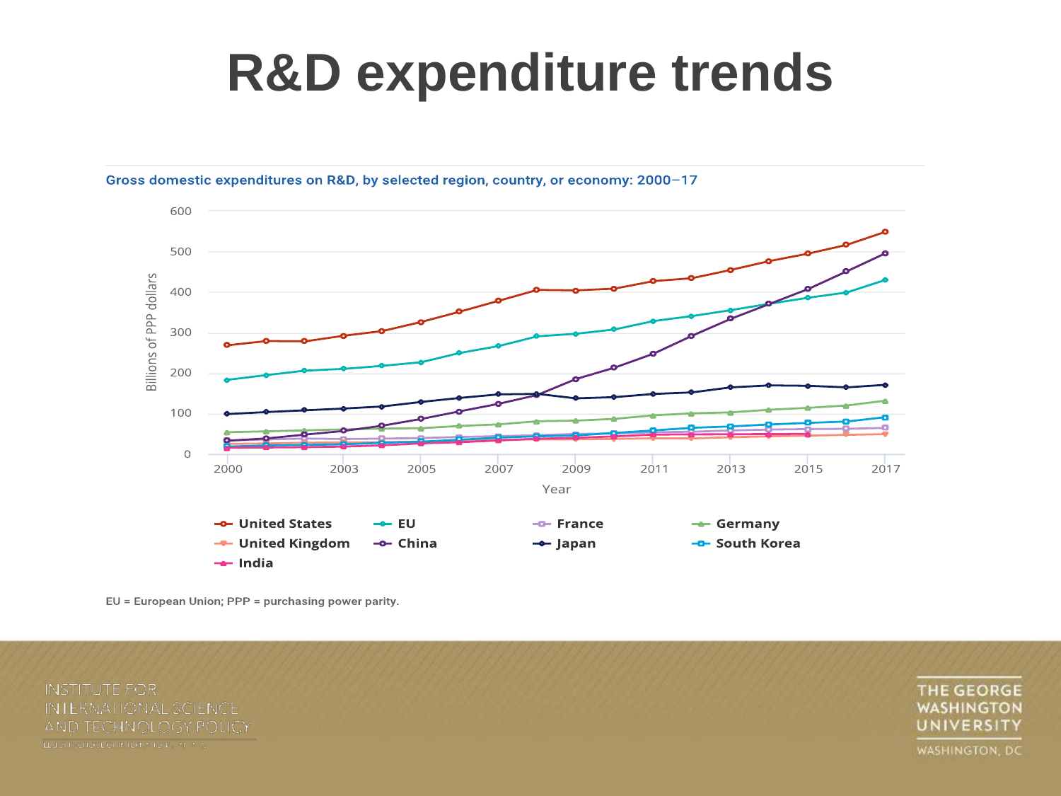# R&D expenditure trends

**Gross domestic expenditures on R&D, by selected region, country, or economy: 2000–17**

EU = European Union; PPP = purchasing power parity.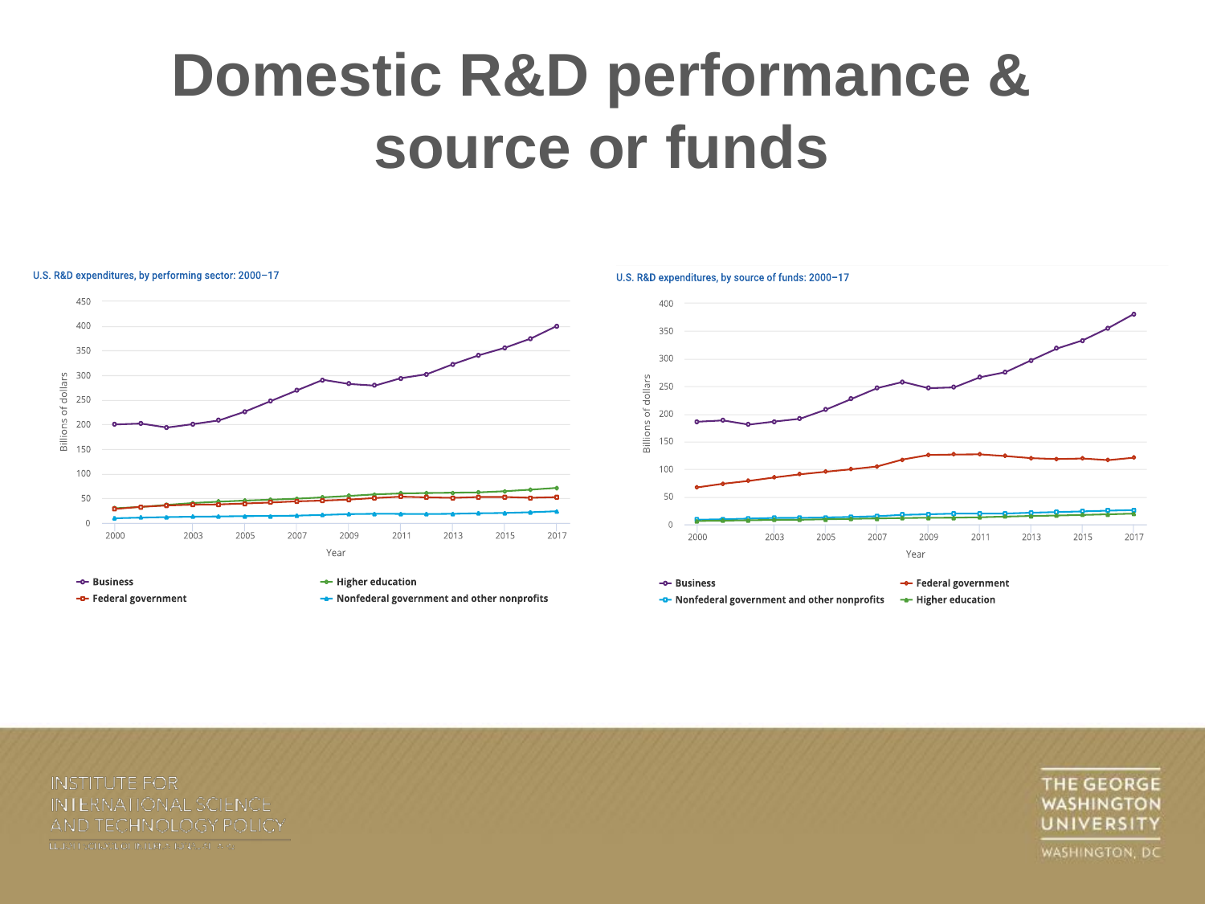# Domestic R&D performance & source or funds

U.S. R&D expenditures, by performing sector: 2000–17

Billions of dollars

450
400
350
300
250
200
150
100
50
0

2000 2003 2005 2007 2009 2011 2013 2015 2017

Year

- Business
- Federal government
- Higher education
- Nonfederal government and other nonprofits

U.S. R&D expenditures, by source of funds: 2000–17

Billions of dollars

400
350
300
250
200
150
100
50
0

2000 2003 2005 2007 2009 2011 2013 2015 2017

Year

- Business
- Nonfederal government and other nonprofits
- Federal government
- Higher education

INSTITUTE FOR INTERNATIONAL SCIENCE AND TECHNOLOGY POLICY

THE GEORGE WASHINGTON UNIVERSITY

WASHINGTON, DC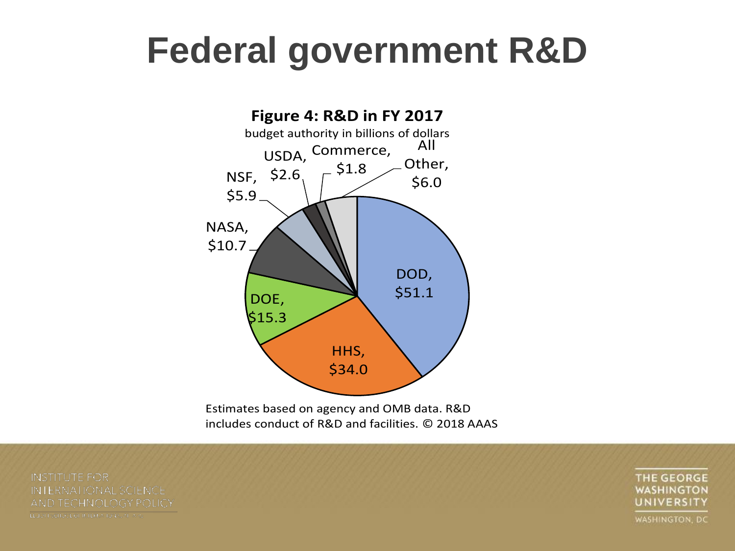# Federal government R&D

**Figure 4: R&D in FY 2017**

budget authority in billions of dollars

| Agency | Budget authority (billions) |
|---|---|
| DOD | $51.1 |
| HHS | $34.0 |
| DOE | $15.3 |
| NASA | $10.7 |
| NSF | $5.9 |
| USDA | $2.6 |
| Commerce | $1.8 |
| All Other | $6.0 |

Estimates based on agency and OMB data. R&D includes conduct of R&D and facilities. © 2018 AAAS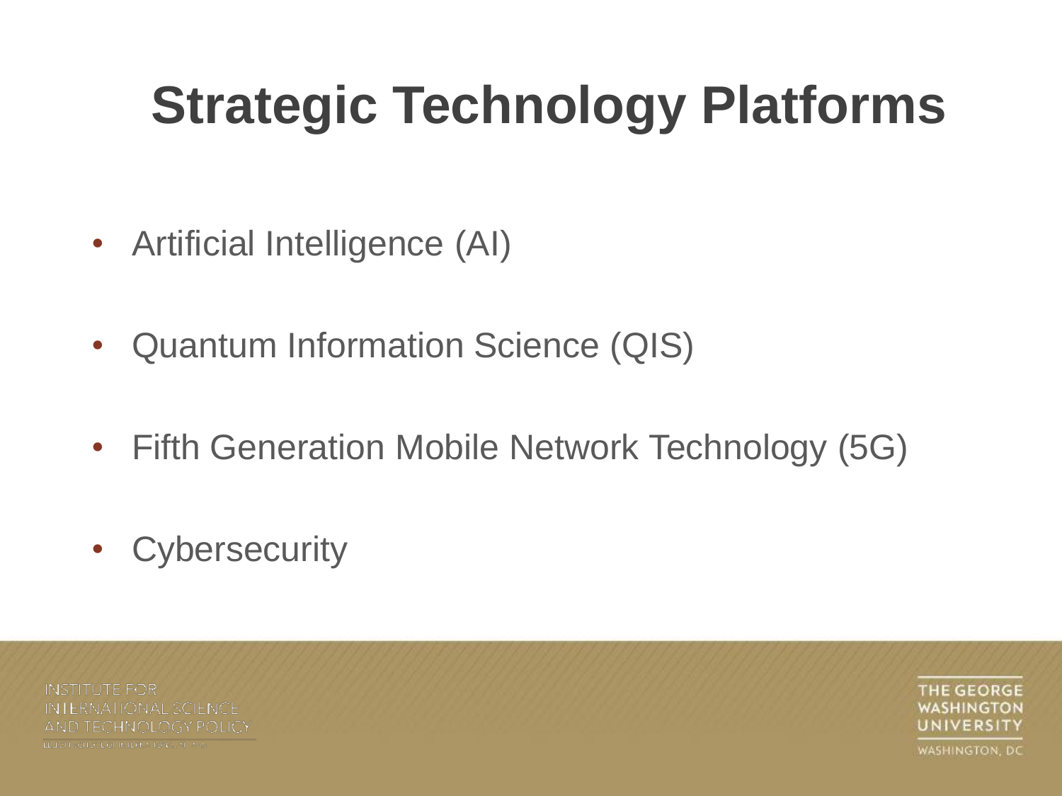# Strategic Technology Platforms

- Artificial Intelligence (AI)
- Quantum Information Science (QIS)
- Fifth Generation Mobile Network Technology (5G)
- Cybersecurity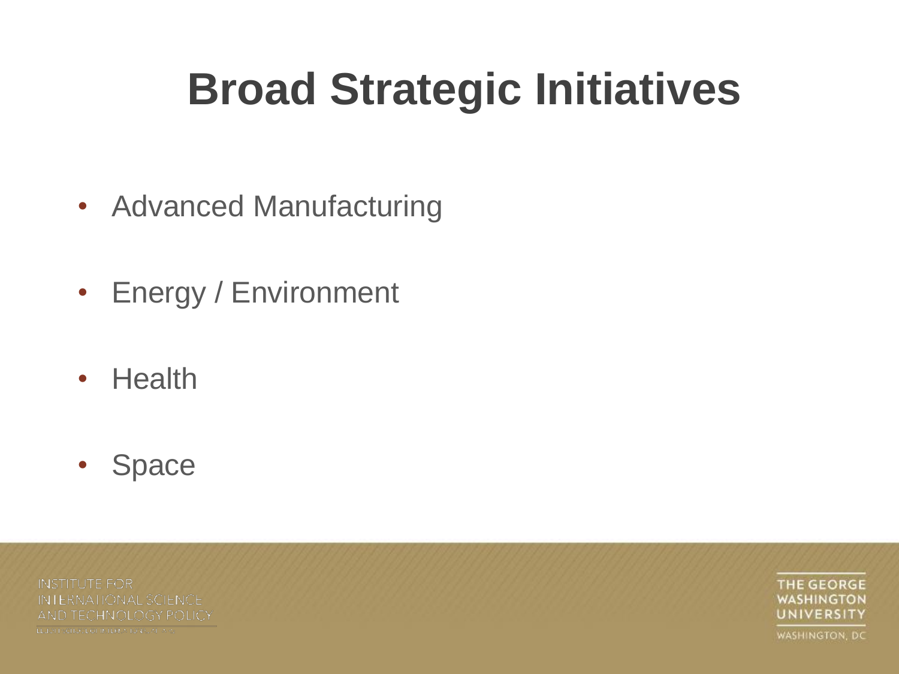# Broad Strategic Initiatives

- Advanced Manufacturing
- Energy / Environment
- Health
- Space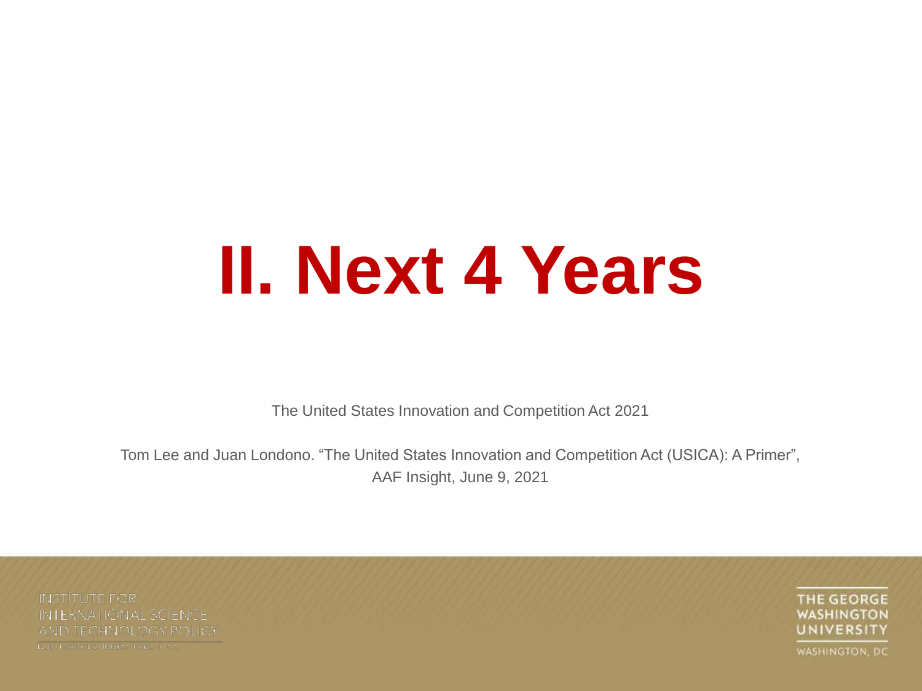# II. Next 4 Years

The United States Innovation and Competition Act 2021

Tom Lee and Juan Londono. "The United States Innovation and Competition Act (USICA): A Primer", AAF Insight, June 9, 2021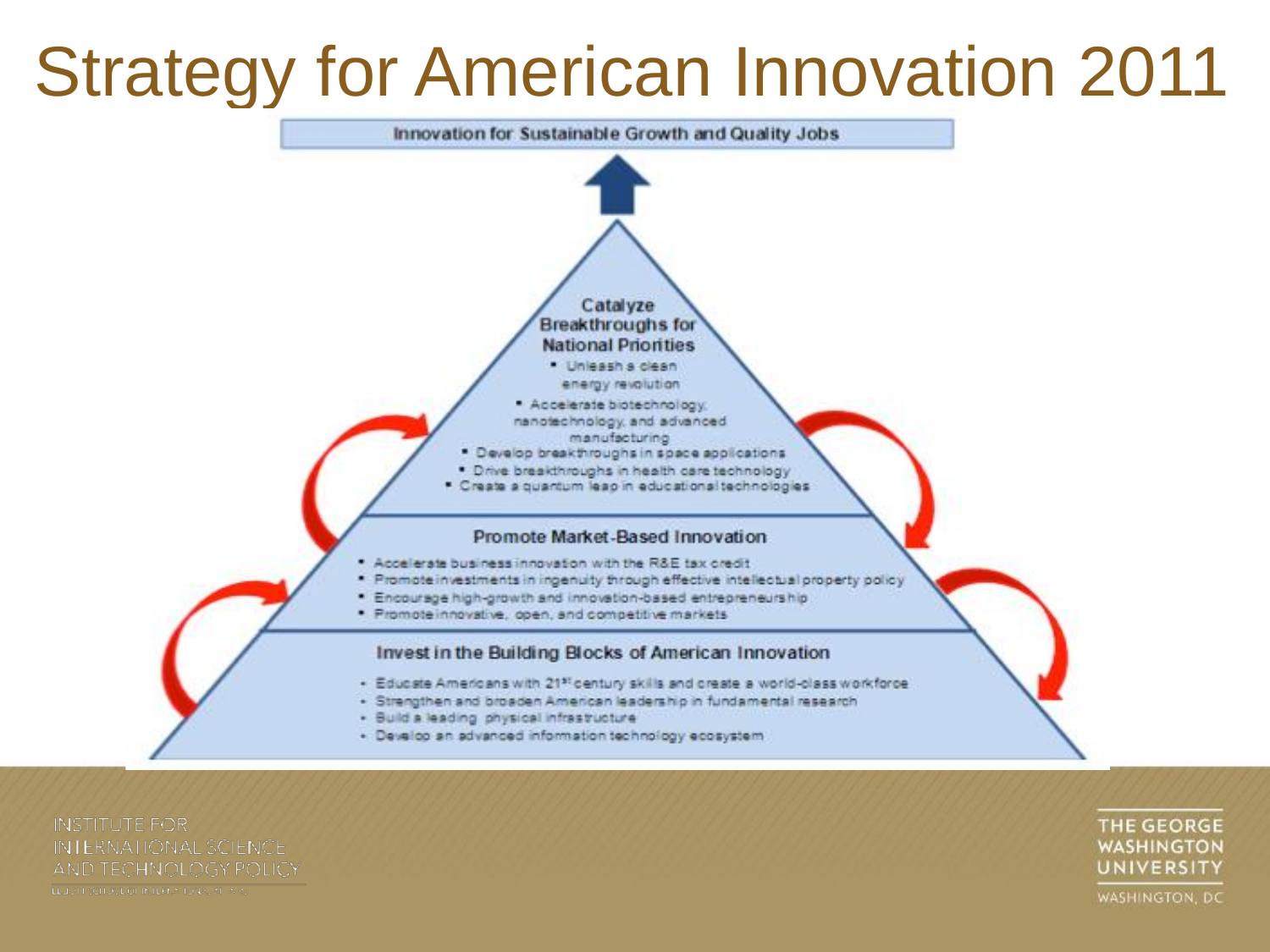# Strategy for American Innovation 2011

**Innovation for Sustainable Growth and Quality Jobs**

**Catalyze Breakthroughs for National Priorities**

- Unleash a clean energy revolution
- Accelerate biotechnology, nanotechnology, and advanced manufacturing
- Develop breakthroughs in space applications
- Drive breakthroughs in health care technology
- Create a quantum leap in educational technologies

**Promote Market-Based Innovation**

- Accelerate business innovation with the R&E tax credit
- Promote investments in ingenuity through effective intellectual property policy
- Encourage high-growth and innovation-based entrepreneurship
- Promote innovative, open, and competitive markets

**Invest in the Building Blocks of American Innovation**

- Educate Americans with 21st century skills and create a world-class workforce
- Strengthen and broaden American leadership in fundamental research
- Build a leading physical infrastructure
- Develop an advanced information technology ecosystem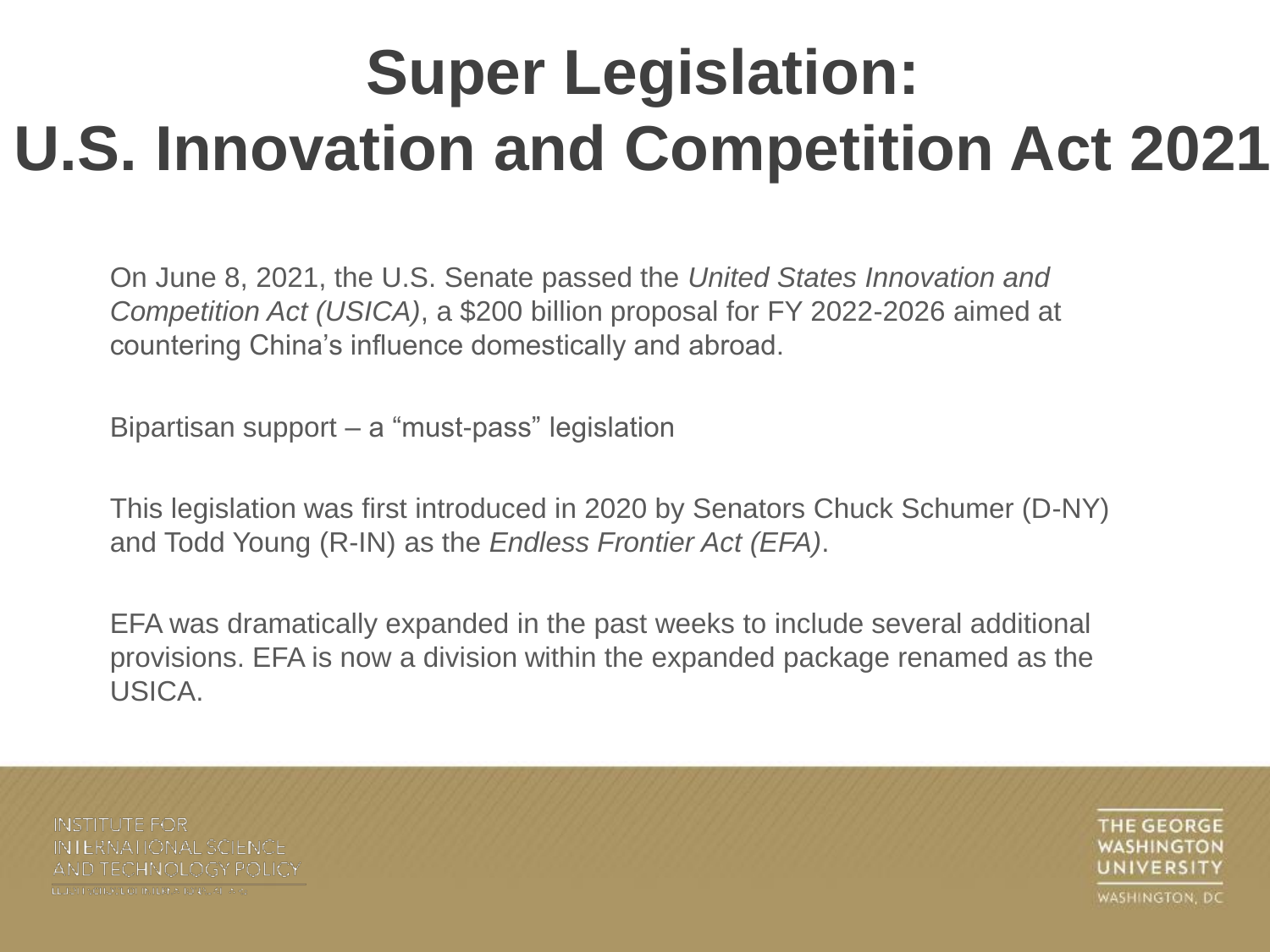# Super Legislation: U.S. Innovation and Competition Act 2021

On June 8, 2021, the U.S. Senate passed the *United States Innovation and Competition Act (USICA)*, a $200 billion proposal for FY 2022-2026 aimed at countering China's influence domestically and abroad.

Bipartisan support – a "must-pass" legislation

This legislation was first introduced in 2020 by Senators Chuck Schumer (D-NY) and Todd Young (R-IN) as the *Endless Frontier Act (EFA)*.

EFA was dramatically expanded in the past weeks to include several additional provisions. EFA is now a division within the expanded package renamed as the USICA.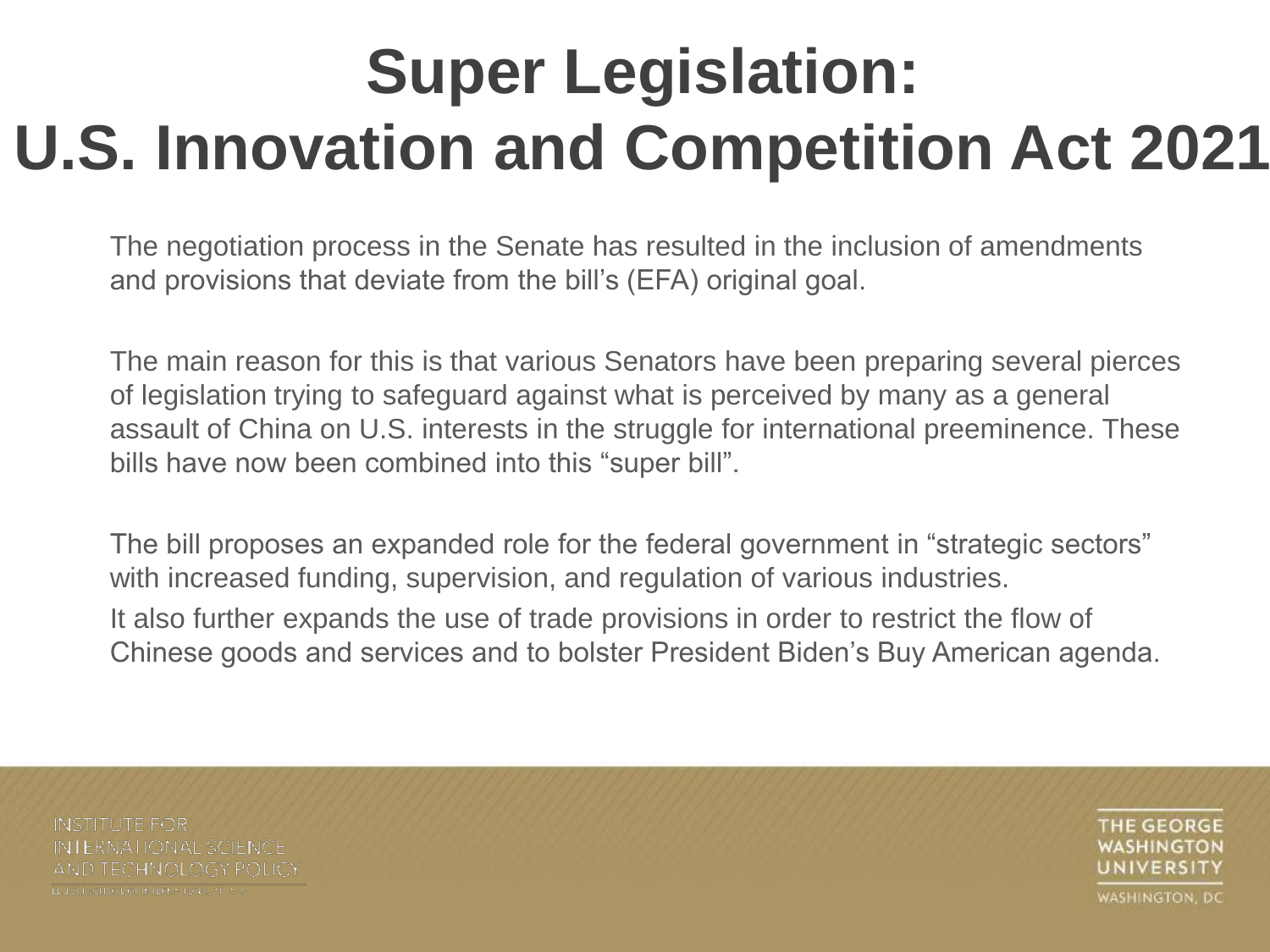# Super Legislation: U.S. Innovation and Competition Act 2021

The negotiation process in the Senate has resulted in the inclusion of amendments and provisions that deviate from the bill's (EFA) original goal.

The main reason for this is that various Senators have been preparing several pierces of legislation trying to safeguard against what is perceived by many as a general assault of China on U.S. interests in the struggle for international preeminence. These bills have now been combined into this "super bill".

The bill proposes an expanded role for the federal government in "strategic sectors" with increased funding, supervision, and regulation of various industries.

It also further expands the use of trade provisions in order to restrict the flow of Chinese goods and services and to bolster President Biden's Buy American agenda.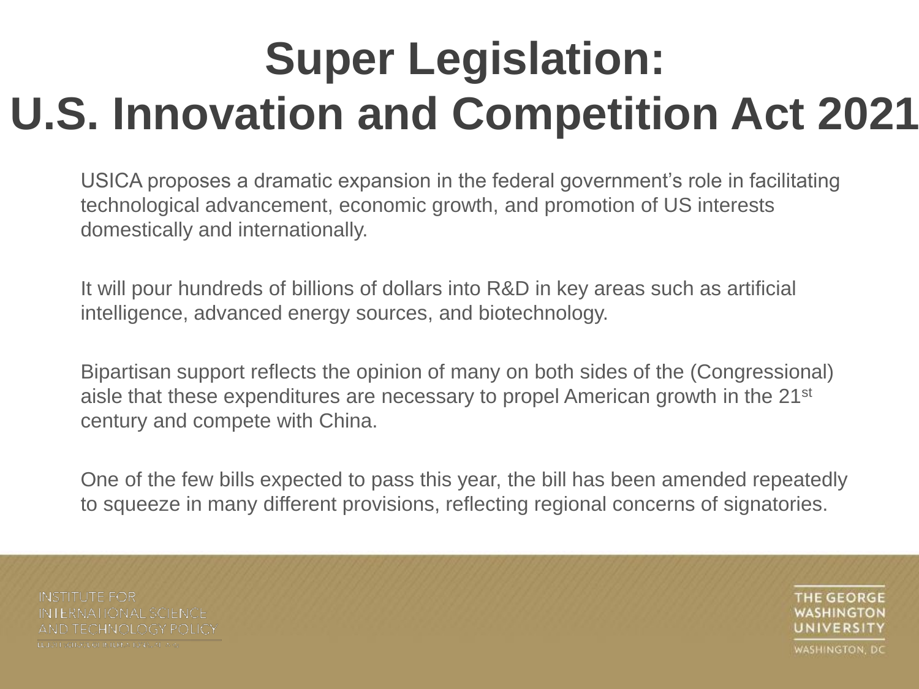# Super Legislation: U.S. Innovation and Competition Act 2021

USICA proposes a dramatic expansion in the federal government's role in facilitating technological advancement, economic growth, and promotion of US interests domestically and internationally.

It will pour hundreds of billions of dollars into R&D in key areas such as artificial intelligence, advanced energy sources, and biotechnology.

Bipartisan support reflects the opinion of many on both sides of the (Congressional) aisle that these expenditures are necessary to propel American growth in the 21st century and compete with China.

One of the few bills expected to pass this year, the bill has been amended repeatedly to squeeze in many different provisions, reflecting regional concerns of signatories.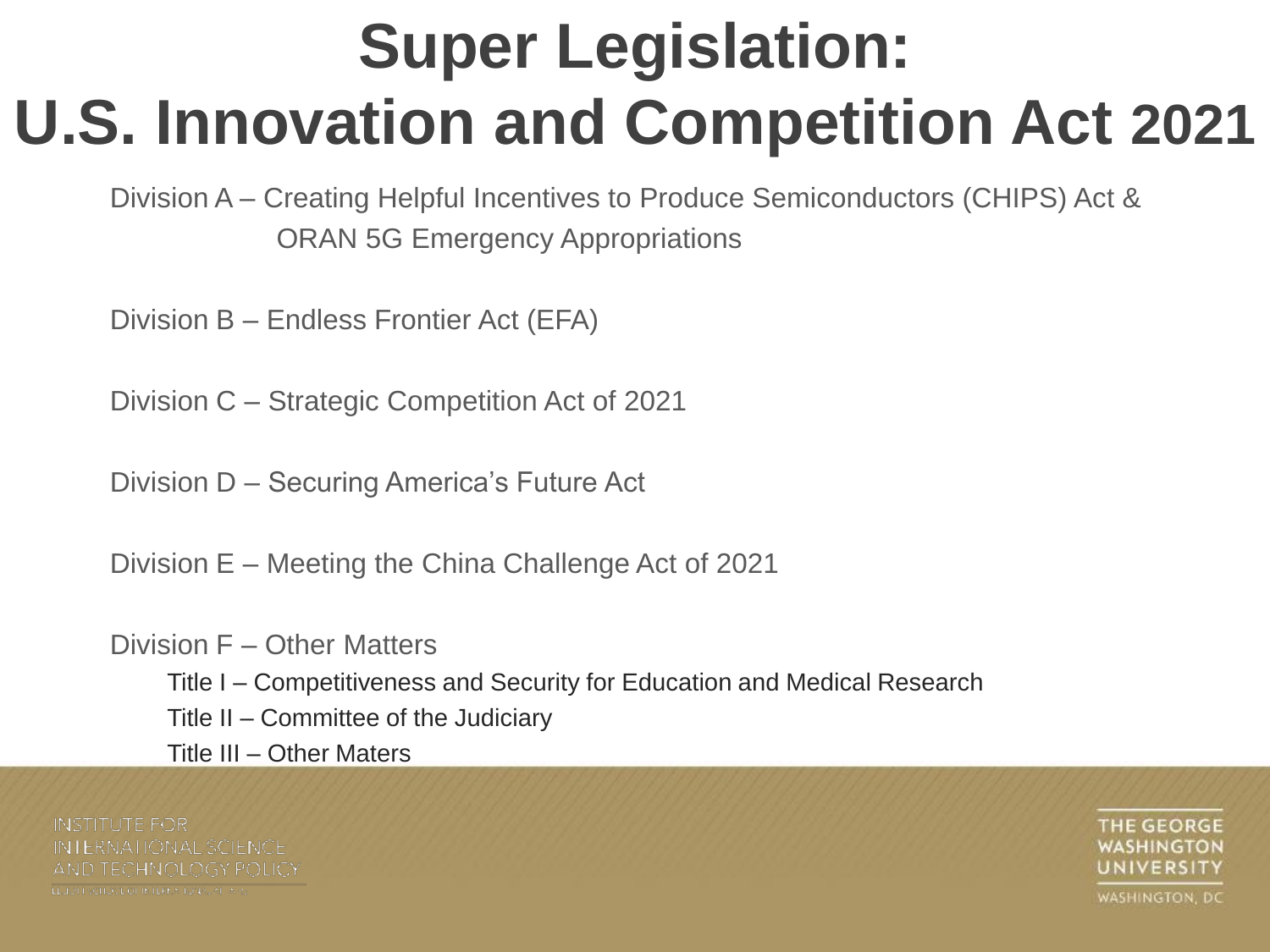# Super Legislation: U.S. Innovation and Competition Act 2021

Division A – Creating Helpful Incentives to Produce Semiconductors (CHIPS) Act & ORAN 5G Emergency Appropriations

Division B – Endless Frontier Act (EFA)

Division C – Strategic Competition Act of 2021

Division D – Securing America's Future Act

Division E – Meeting the China Challenge Act of 2021

Division F – Other Matters

- Title I – Competitiveness and Security for Education and Medical Research
- Title II – Committee of the Judiciary
- Title III – Other Maters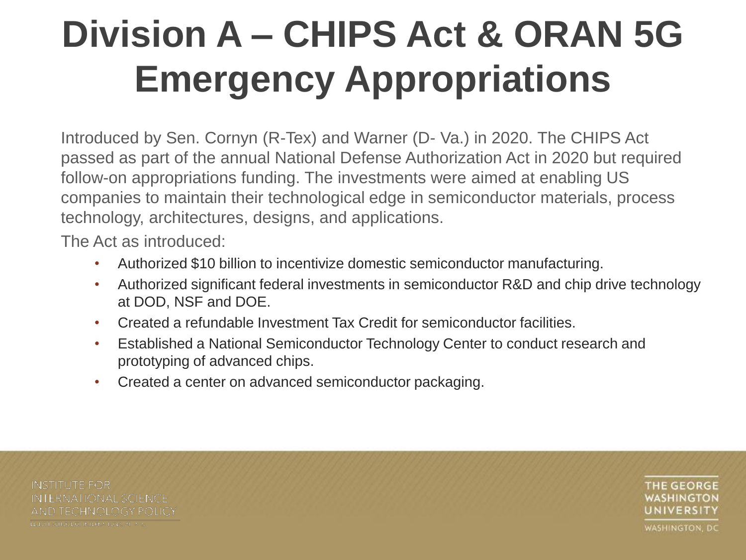# Division A – CHIPS Act & ORAN 5G Emergency Appropriations

Introduced by Sen. Cornyn (R-Tex) and Warner (D- Va.) in 2020. The CHIPS Act passed as part of the annual National Defense Authorization Act in 2020 but required follow-on appropriations funding. The investments were aimed at enabling US companies to maintain their technological edge in semiconductor materials, process technology, architectures, designs, and applications.

The Act as introduced:

- Authorized $10 billion to incentivize domestic semiconductor manufacturing.
- Authorized significant federal investments in semiconductor R&D and chip drive technology at DOD, NSF and DOE.
- Created a refundable Investment Tax Credit for semiconductor facilities.
- Established a National Semiconductor Technology Center to conduct research and prototyping of advanced chips.
- Created a center on advanced semiconductor packaging.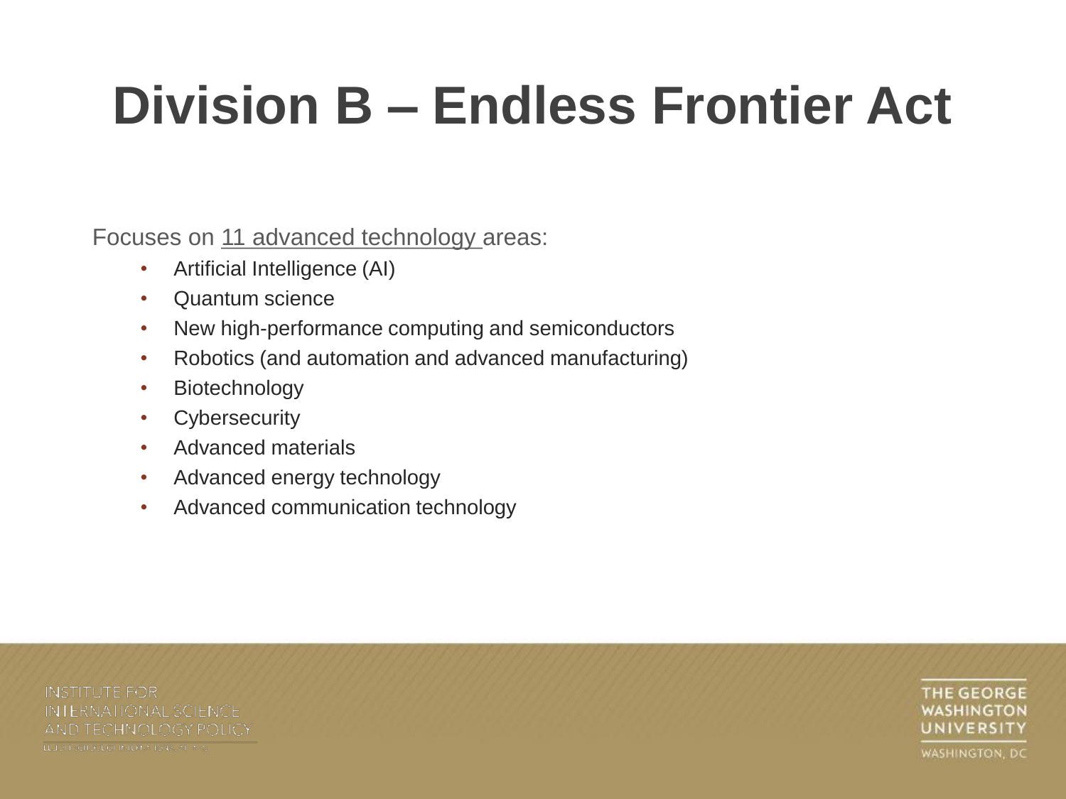# Division B – Endless Frontier Act

Focuses on 11 advanced technology areas:

- Artificial Intelligence (AI)
- Quantum science
- New high-performance computing and semiconductors
- Robotics (and automation and advanced manufacturing)
- Biotechnology
- Cybersecurity
- Advanced materials
- Advanced energy technology
- Advanced communication technology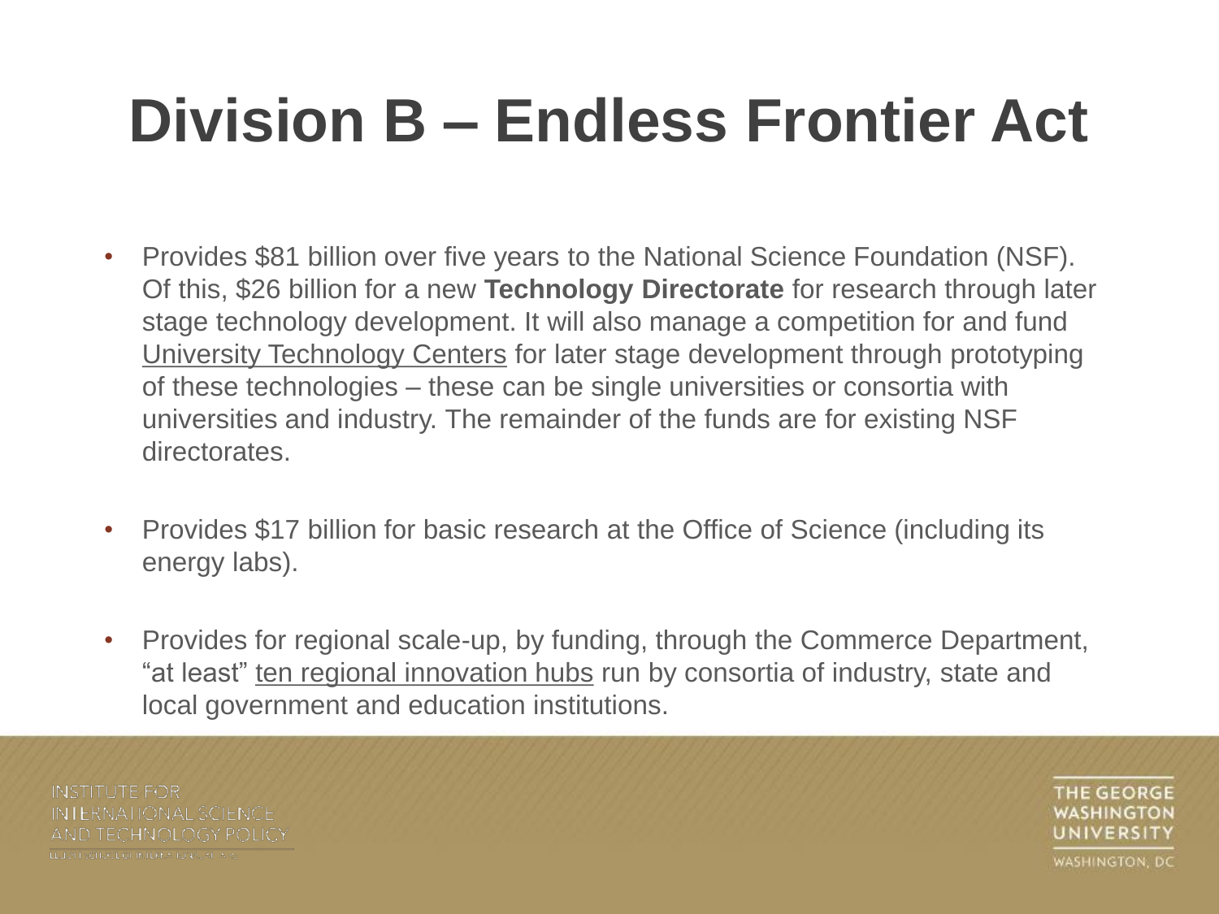# Division B – Endless Frontier Act

- Provides \$81 billion over five years to the National Science Foundation (NSF). Of this, \$26 billion for a new **Technology Directorate** for research through later stage technology development. It will also manage a competition for and fund University Technology Centers for later stage development through prototyping of these technologies – these can be single universities or consortia with universities and industry. The remainder of the funds are for existing NSF directorates.
- Provides \$17 billion for basic research at the Office of Science (including its energy labs).
- Provides for regional scale-up, by funding, through the Commerce Department, "at least" ten regional innovation hubs run by consortia of industry, state and local government and education institutions.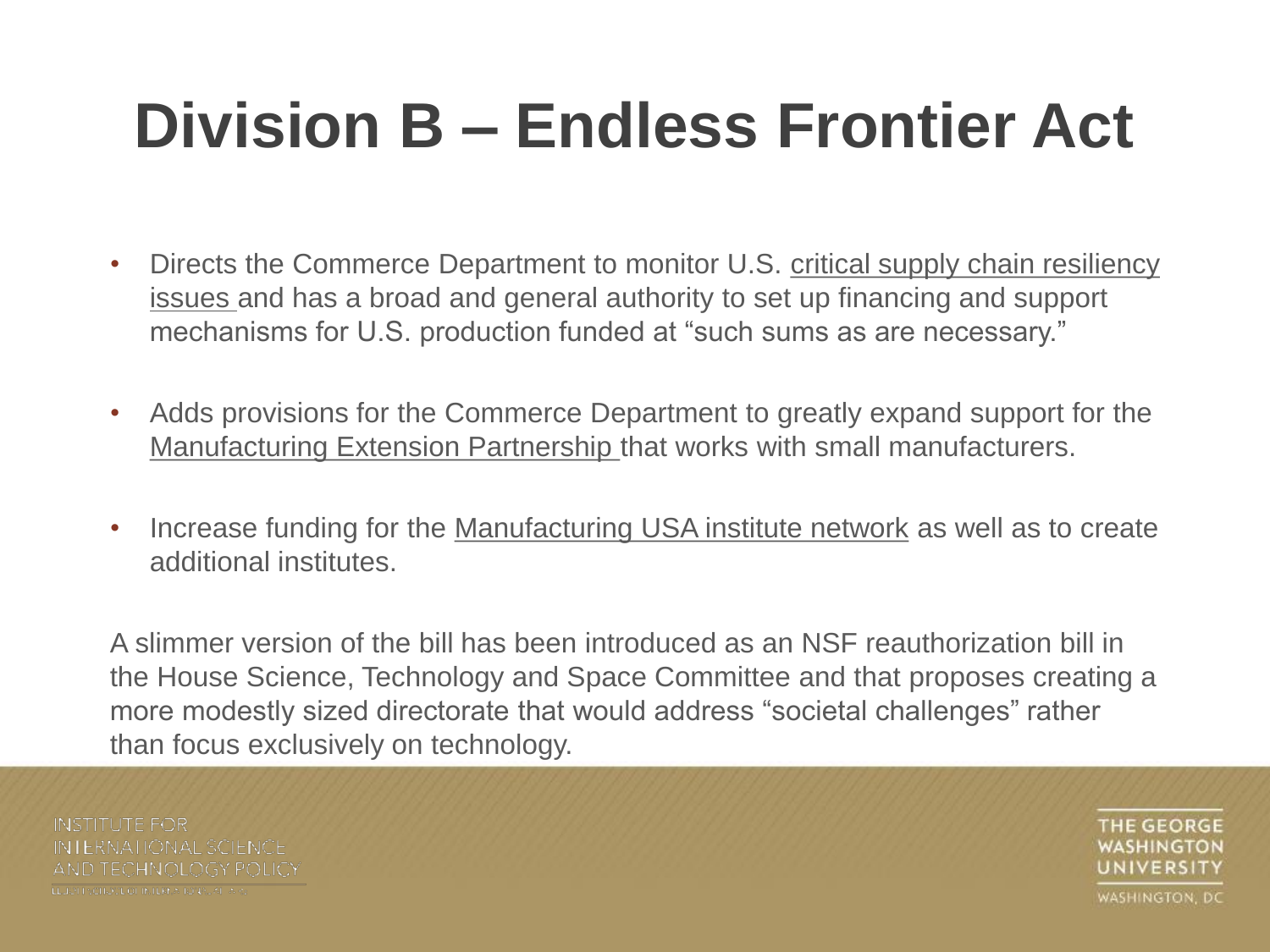# Division B – Endless Frontier Act

- Directs the Commerce Department to monitor U.S. critical supply chain resiliency issues and has a broad and general authority to set up financing and support mechanisms for U.S. production funded at "such sums as are necessary."
- Adds provisions for the Commerce Department to greatly expand support for the Manufacturing Extension Partnership that works with small manufacturers.
- Increase funding for the Manufacturing USA institute network as well as to create additional institutes.

A slimmer version of the bill has been introduced as an NSF reauthorization bill in the House Science, Technology and Space Committee and that proposes creating a more modestly sized directorate that would address "societal challenges" rather than focus exclusively on technology.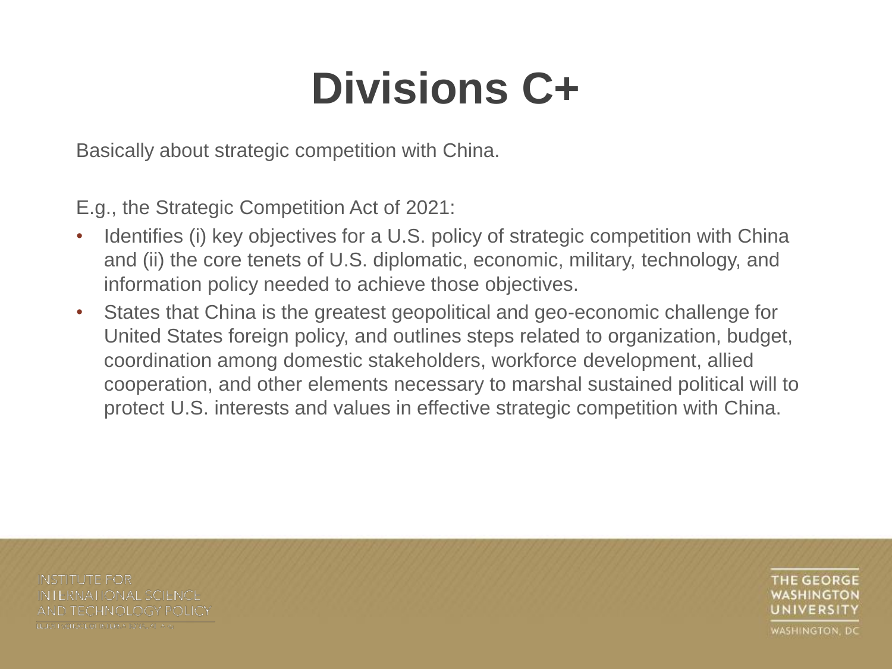# Divisions C+

Basically about strategic competition with China.

E.g., the Strategic Competition Act of 2021:

- Identifies (i) key objectives for a U.S. policy of strategic competition with China and (ii) the core tenets of U.S. diplomatic, economic, military, technology, and information policy needed to achieve those objectives.
- States that China is the greatest geopolitical and geo-economic challenge for United States foreign policy, and outlines steps related to organization, budget, coordination among domestic stakeholders, workforce development, allied cooperation, and other elements necessary to marshal sustained political will to protect U.S. interests and values in effective strategic competition with China.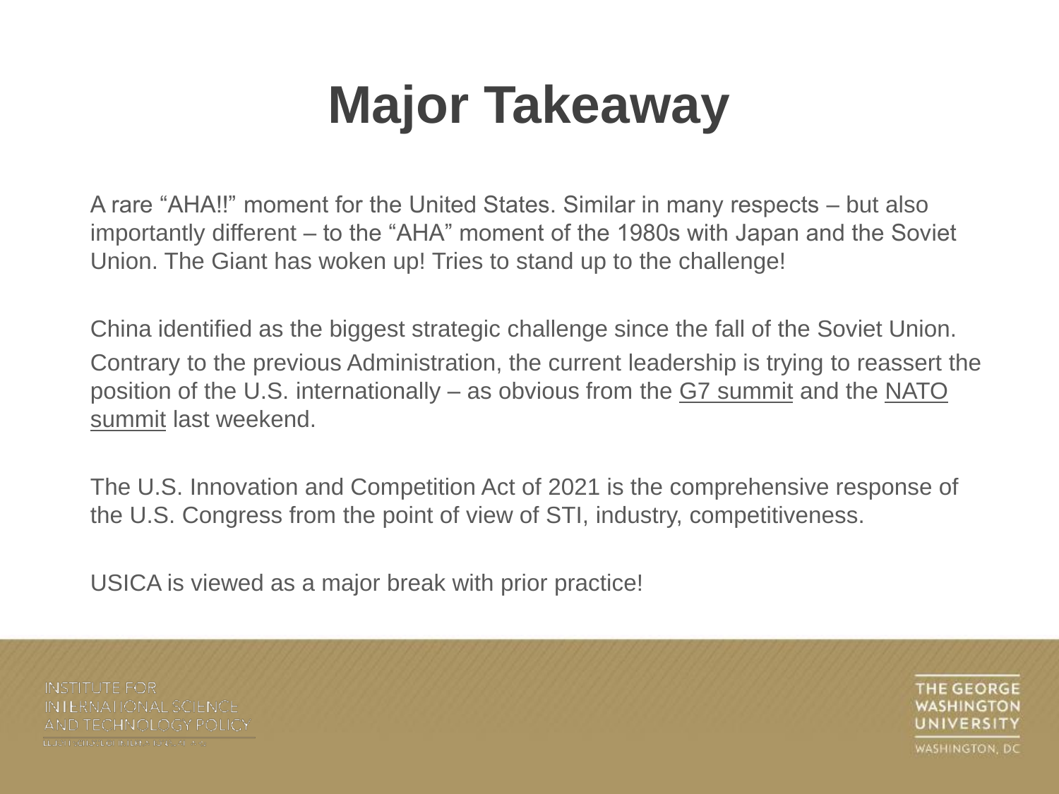# Major Takeaway

A rare "AHA!!" moment for the United States. Similar in many respects – but also importantly different – to the "AHA" moment of the 1980s with Japan and the Soviet Union. The Giant has woken up! Tries to stand up to the challenge!

China identified as the biggest strategic challenge since the fall of the Soviet Union.

Contrary to the previous Administration, the current leadership is trying to reassert the position of the U.S. internationally – as obvious from the G7 summit and the NATO summit last weekend.

The U.S. Innovation and Competition Act of 2021 is the comprehensive response of the U.S. Congress from the point of view of STI, industry, competitiveness.

USICA is viewed as a major break with prior practice!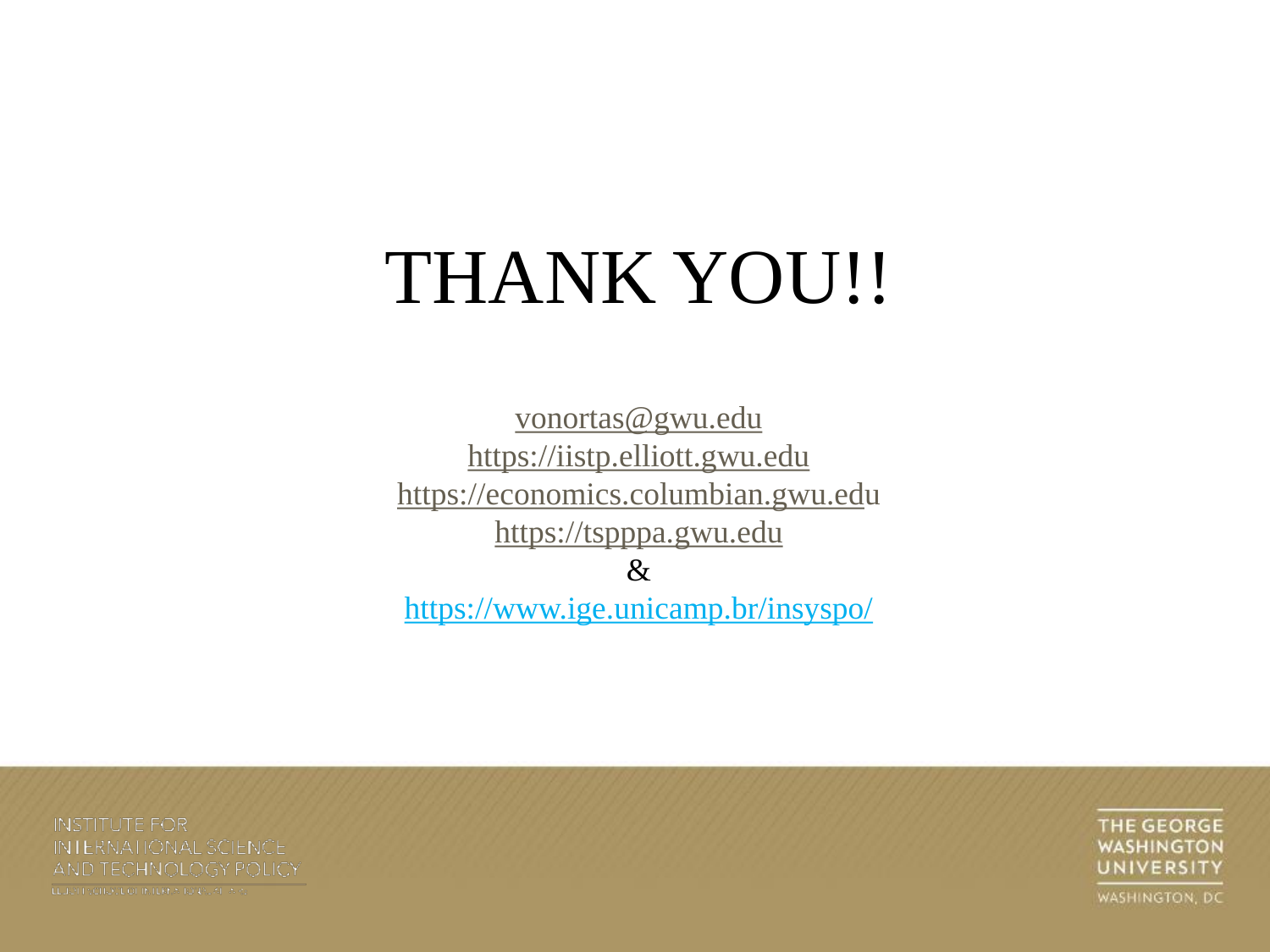# THANK YOU!!

vonortas@gwu.edu
https://iistp.elliott.gwu.edu
https://economics.columbian.gwu.edu
https://tspppa.gwu.edu
&
https://www.ige.unicamp.br/insyspo/

INSTITUTE FOR INTERNATIONAL SCIENCE AND TECHNOLOGY POLICY

THE GEORGE WASHINGTON UNIVERSITY
WASHINGTON, DC